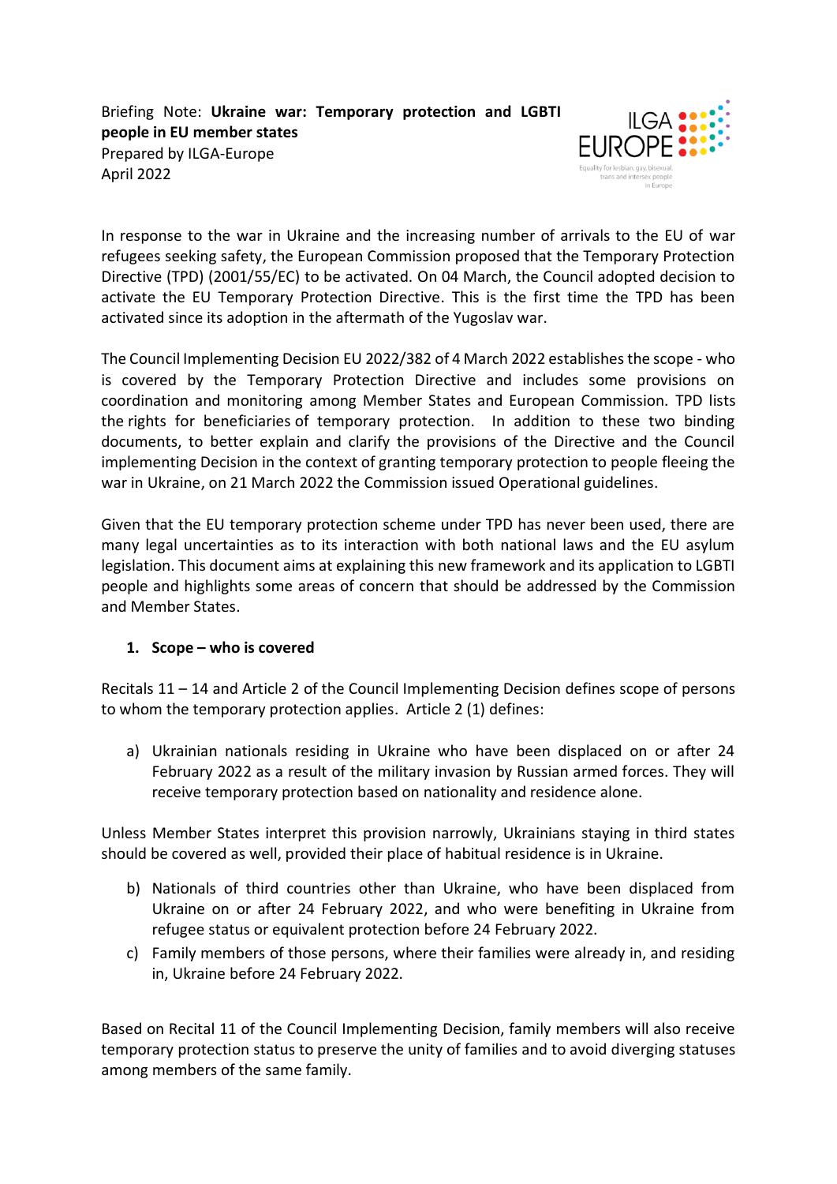Briefing Note: **Ukraine war: Temporary protection and LGBTI people in EU member states**
Prepared by ILGA-Europe
April 2022

In response to the war in Ukraine and the increasing number of arrivals to the EU of war refugees seeking safety, the European Commission proposed that the Temporary Protection Directive (TPD) (2001/55/EC) to be activated. On 04 March, the Council adopted decision to activate the EU Temporary Protection Directive. This is the first time the TPD has been activated since its adoption in the aftermath of the Yugoslav war.

The Council Implementing Decision EU 2022/382 of 4 March 2022 establishes the scope - who is covered by the Temporary Protection Directive and includes some provisions on coordination and monitoring among Member States and European Commission. TPD lists the rights for beneficiaries of temporary protection. In addition to these two binding documents, to better explain and clarify the provisions of the Directive and the Council implementing Decision in the context of granting temporary protection to people fleeing the war in Ukraine, on 21 March 2022 the Commission issued Operational guidelines.

Given that the EU temporary protection scheme under TPD has never been used, there are many legal uncertainties as to its interaction with both national laws and the EU asylum legislation. This document aims at explaining this new framework and its application to LGBTI people and highlights some areas of concern that should be addressed by the Commission and Member States.

1. **Scope – who is covered**

Recitals 11 – 14 and Article 2 of the Council Implementing Decision defines scope of persons to whom the temporary protection applies. Article 2 (1) defines:

a) Ukrainian nationals residing in Ukraine who have been displaced on or after 24 February 2022 as a result of the military invasion by Russian armed forces. They will receive temporary protection based on nationality and residence alone.

Unless Member States interpret this provision narrowly, Ukrainians staying in third states should be covered as well, provided their place of habitual residence is in Ukraine.

b) Nationals of third countries other than Ukraine, who have been displaced from Ukraine on or after 24 February 2022, and who were benefiting in Ukraine from refugee status or equivalent protection before 24 February 2022.
c) Family members of those persons, where their families were already in, and residing in, Ukraine before 24 February 2022.

Based on Recital 11 of the Council Implementing Decision, family members will also receive temporary protection status to preserve the unity of families and to avoid diverging statuses among members of the same family.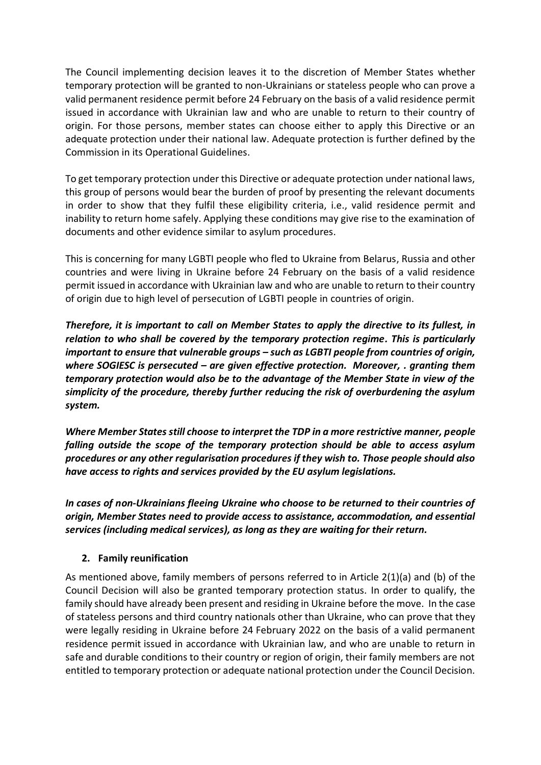The Council implementing decision leaves it to the discretion of Member States whether temporary protection will be granted to non-Ukrainians or stateless people who can prove a valid permanent residence permit before 24 February on the basis of a valid residence permit issued in accordance with Ukrainian law and who are unable to return to their country of origin. For those persons, member states can choose either to apply this Directive or an adequate protection under their national law. Adequate protection is further defined by the Commission in its Operational Guidelines.

To get temporary protection under this Directive or adequate protection under national laws, this group of persons would bear the burden of proof by presenting the relevant documents in order to show that they fulfil these eligibility criteria, i.e., valid residence permit and inability to return home safely. Applying these conditions may give rise to the examination of documents and other evidence similar to asylum procedures.

This is concerning for many LGBTI people who fled to Ukraine from Belarus, Russia and other countries and were living in Ukraine before 24 February on the basis of a valid residence permit issued in accordance with Ukrainian law and who are unable to return to their country of origin due to high level of persecution of LGBTI people in countries of origin.

***Therefore, it is important to call on Member States to apply the directive to its fullest, in relation to who shall be covered by the temporary protection regime. This is particularly important to ensure that vulnerable groups – such as LGBTI people from countries of origin, where SOGIESC is persecuted – are given effective protection. Moreover, . granting them temporary protection would also be to the advantage of the Member State in view of the simplicity of the procedure, thereby further reducing the risk of overburdening the asylum system.***

***Where Member States still choose to interpret the TDP in a more restrictive manner, people falling outside the scope of the temporary protection should be able to access asylum procedures or any other regularisation procedures if they wish to. Those people should also have access to rights and services provided by the EU asylum legislations.***

***In cases of non-Ukrainians fleeing Ukraine who choose to be returned to their countries of origin, Member States need to provide access to assistance, accommodation, and essential services (including medical services), as long as they are waiting for their return.***

## 2. Family reunification

As mentioned above, family members of persons referred to in Article 2(1)(a) and (b) of the Council Decision will also be granted temporary protection status. In order to qualify, the family should have already been present and residing in Ukraine before the move. In the case of stateless persons and third country nationals other than Ukraine, who can prove that they were legally residing in Ukraine before 24 February 2022 on the basis of a valid permanent residence permit issued in accordance with Ukrainian law, and who are unable to return in safe and durable conditions to their country or region of origin, their family members are not entitled to temporary protection or adequate national protection under the Council Decision.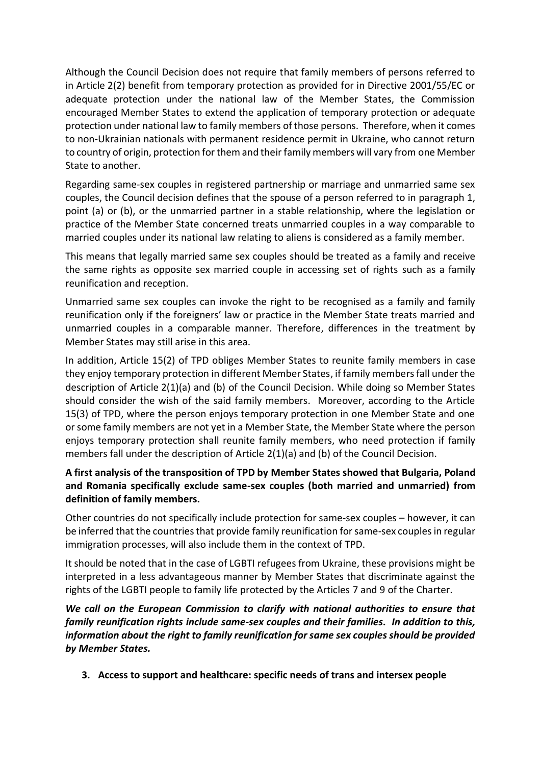Although the Council Decision does not require that family members of persons referred to in Article 2(2) benefit from temporary protection as provided for in Directive 2001/55/EC or adequate protection under the national law of the Member States, the Commission encouraged Member States to extend the application of temporary protection or adequate protection under national law to family members of those persons. Therefore, when it comes to non-Ukrainian nationals with permanent residence permit in Ukraine, who cannot return to country of origin, protection for them and their family members will vary from one Member State to another.

Regarding same-sex couples in registered partnership or marriage and unmarried same sex couples, the Council decision defines that the spouse of a person referred to in paragraph 1, point (a) or (b), or the unmarried partner in a stable relationship, where the legislation or practice of the Member State concerned treats unmarried couples in a way comparable to married couples under its national law relating to aliens is considered as a family member.

This means that legally married same sex couples should be treated as a family and receive the same rights as opposite sex married couple in accessing set of rights such as a family reunification and reception.

Unmarried same sex couples can invoke the right to be recognised as a family and family reunification only if the foreigners' law or practice in the Member State treats married and unmarried couples in a comparable manner. Therefore, differences in the treatment by Member States may still arise in this area.

In addition, Article 15(2) of TPD obliges Member States to reunite family members in case they enjoy temporary protection in different Member States, if family members fall under the description of Article 2(1)(a) and (b) of the Council Decision. While doing so Member States should consider the wish of the said family members. Moreover, according to the Article 15(3) of TPD, where the person enjoys temporary protection in one Member State and one or some family members are not yet in a Member State, the Member State where the person enjoys temporary protection shall reunite family members, who need protection if family members fall under the description of Article 2(1)(a) and (b) of the Council Decision.

**A first analysis of the transposition of TPD by Member States showed that Bulgaria, Poland and Romania specifically exclude same-sex couples (both married and unmarried) from definition of family members.**

Other countries do not specifically include protection for same-sex couples – however, it can be inferred that the countries that provide family reunification for same-sex couples in regular immigration processes, will also include them in the context of TPD.

It should be noted that in the case of LGBTI refugees from Ukraine, these provisions might be interpreted in a less advantageous manner by Member States that discriminate against the rights of the LGBTI people to family life protected by the Articles 7 and 9 of the Charter.

***We call on the European Commission to clarify with national authorities to ensure that family reunification rights include same-sex couples and their families. In addition to this, information about the right to family reunification for same sex couples should be provided by Member States.***

## 3. Access to support and healthcare: specific needs of trans and intersex people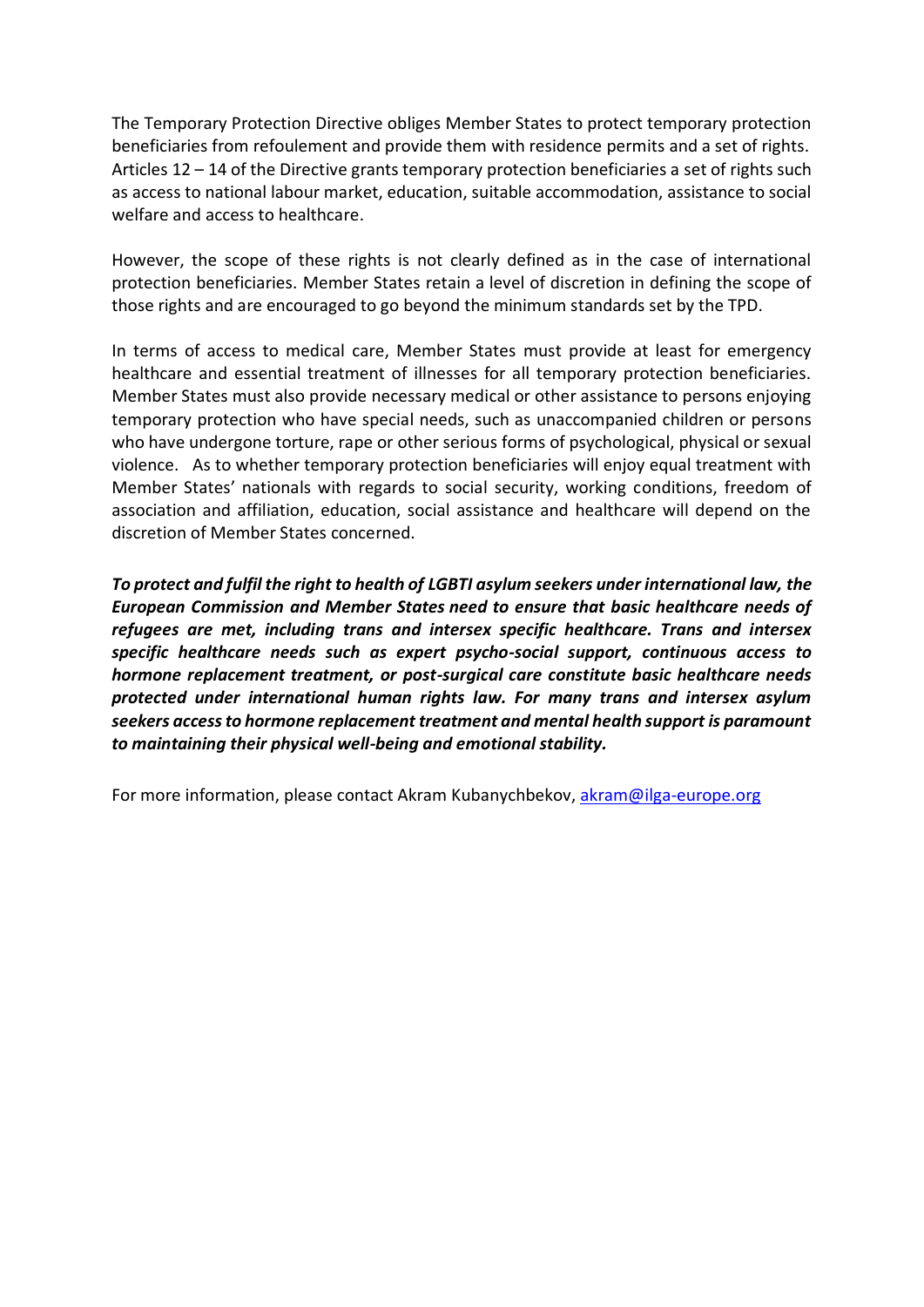The Temporary Protection Directive obliges Member States to protect temporary protection beneficiaries from refoulement and provide them with residence permits and a set of rights. Articles 12 – 14 of the Directive grants temporary protection beneficiaries a set of rights such as access to national labour market, education, suitable accommodation, assistance to social welfare and access to healthcare.

However, the scope of these rights is not clearly defined as in the case of international protection beneficiaries. Member States retain a level of discretion in defining the scope of those rights and are encouraged to go beyond the minimum standards set by the TPD.

In terms of access to medical care, Member States must provide at least for emergency healthcare and essential treatment of illnesses for all temporary protection beneficiaries. Member States must also provide necessary medical or other assistance to persons enjoying temporary protection who have special needs, such as unaccompanied children or persons who have undergone torture, rape or other serious forms of psychological, physical or sexual violence. As to whether temporary protection beneficiaries will enjoy equal treatment with Member States' nationals with regards to social security, working conditions, freedom of association and affiliation, education, social assistance and healthcare will depend on the discretion of Member States concerned.

***To protect and fulfil the right to health of LGBTI asylum seekers under international law, the European Commission and Member States need to ensure that basic healthcare needs of refugees are met, including trans and intersex specific healthcare. Trans and intersex specific healthcare needs such as expert psycho-social support, continuous access to hormone replacement treatment, or post-surgical care constitute basic healthcare needs protected under international human rights law. For many trans and intersex asylum seekers access to hormone replacement treatment and mental health support is paramount to maintaining their physical well-being and emotional stability.***

For more information, please contact Akram Kubanychbekov, [akram@ilga-europe.org](mailto:akram@ilga-europe.org)